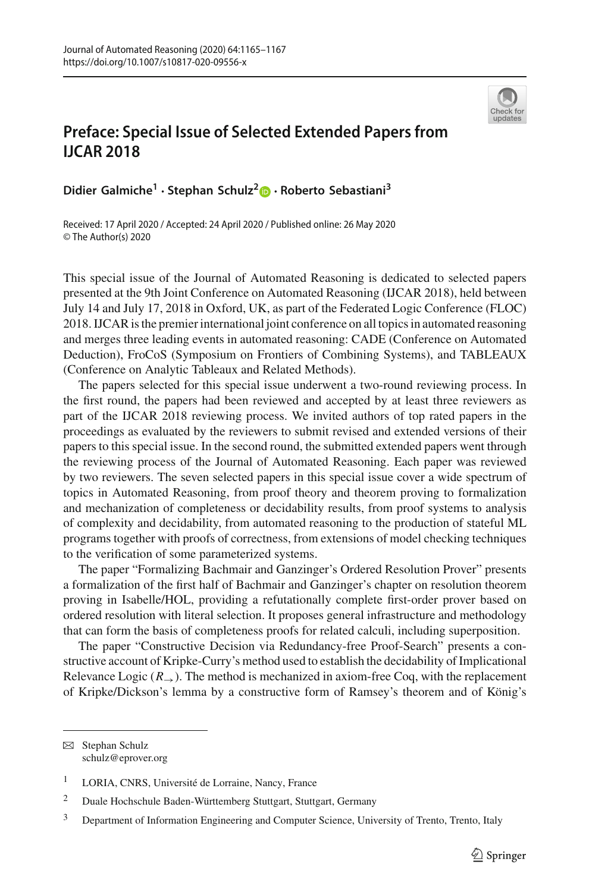# Preface: Special Issue of Selected Extended Papers from IJCAR 2018

**Didier Galmiche[1] · Stephan Schulz[2] · Roberto Sebastiani[3]**

Received: 17 April 2020 / Accepted: 24 April 2020 / Published online: 26 May 2020
© The Author(s) 2020

This special issue of the Journal of Automated Reasoning is dedicated to selected papers presented at the 9th Joint Conference on Automated Reasoning (IJCAR 2018), held between July 14 and July 17, 2018 in Oxford, UK, as part of the Federated Logic Conference (FLOC) 2018. IJCAR is the premier international joint conference on all topics in automated reasoning and merges three leading events in automated reasoning: CADE (Conference on Automated Deduction), FroCoS (Symposium on Frontiers of Combining Systems), and TABLEAUX (Conference on Analytic Tableaux and Related Methods).

The papers selected for this special issue underwent a two-round reviewing process. In the first round, the papers had been reviewed and accepted by at least three reviewers as part of the IJCAR 2018 reviewing process. We invited authors of top rated papers in the proceedings as evaluated by the reviewers to submit revised and extended versions of their papers to this special issue. In the second round, the submitted extended papers went through the reviewing process of the Journal of Automated Reasoning. Each paper was reviewed by two reviewers. The seven selected papers in this special issue cover a wide spectrum of topics in Automated Reasoning, from proof theory and theorem proving to formalization and mechanization of completeness or decidability results, from proof systems to analysis of complexity and decidability, from automated reasoning to the production of stateful ML programs together with proofs of correctness, from extensions of model checking techniques to the verification of some parameterized systems.

The paper "Formalizing Bachmair and Ganzinger's Ordered Resolution Prover" presents a formalization of the first half of Bachmair and Ganzinger's chapter on resolution theorem proving in Isabelle/HOL, providing a refutationally complete first-order prover based on ordered resolution with literal selection. It proposes general infrastructure and methodology that can form the basis of completeness proofs for related calculi, including superposition.

The paper "Constructive Decision via Redundancy-free Proof-Search" presents a constructive account of Kripke-Curry's method used to establish the decidability of Implicational Relevance Logic ($R_{\rightarrow}$). The method is mechanized in axiom-free Coq, with the replacement of Kripke/Dickson's lemma by a constructive form of Ramsey's theorem and of König's

---

✉ Stephan Schulz
schulz@eprover.org

[1] LORIA, CNRS, Université de Lorraine, Nancy, France

[2] Duale Hochschule Baden-Württemberg Stuttgart, Stuttgart, Germany

[3] Department of Information Engineering and Computer Science, University of Trento, Trento, Italy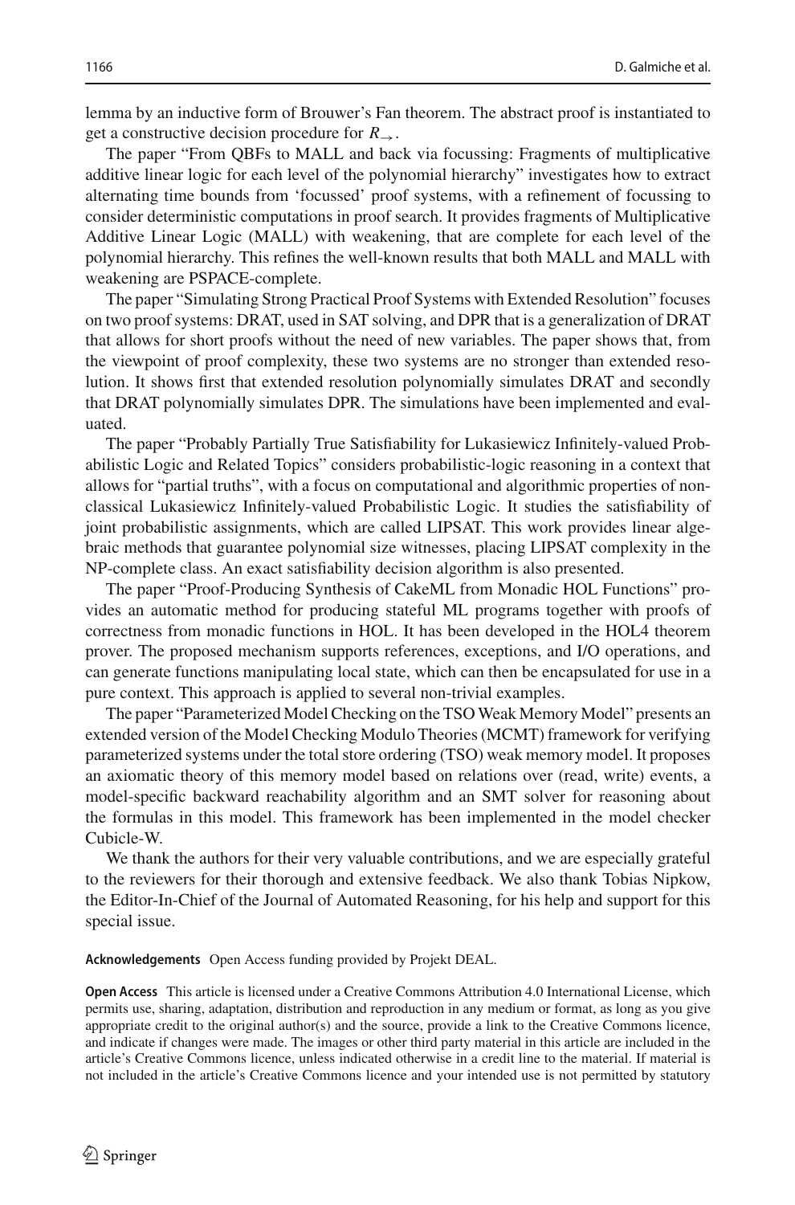lemma by an inductive form of Brouwer's Fan theorem. The abstract proof is instantiated to get a constructive decision procedure for $R_{\rightarrow}$.

The paper "From QBFs to MALL and back via focussing: Fragments of multiplicative additive linear logic for each level of the polynomial hierarchy" investigates how to extract alternating time bounds from 'focussed' proof systems, with a refinement of focussing to consider deterministic computations in proof search. It provides fragments of Multiplicative Additive Linear Logic (MALL) with weakening, that are complete for each level of the polynomial hierarchy. This refines the well-known results that both MALL and MALL with weakening are PSPACE-complete.

The paper "Simulating Strong Practical Proof Systems with Extended Resolution" focuses on two proof systems: DRAT, used in SAT solving, and DPR that is a generalization of DRAT that allows for short proofs without the need of new variables. The paper shows that, from the viewpoint of proof complexity, these two systems are no stronger than extended resolution. It shows first that extended resolution polynomially simulates DRAT and secondly that DRAT polynomially simulates DPR. The simulations have been implemented and evaluated.

The paper "Probably Partially True Satisfiability for Lukasiewicz Infinitely-valued Probabilistic Logic and Related Topics" considers probabilistic-logic reasoning in a context that allows for "partial truths", with a focus on computational and algorithmic properties of non-classical Lukasiewicz Infinitely-valued Probabilistic Logic. It studies the satisfiability of joint probabilistic assignments, which are called LIPSAT. This work provides linear algebraic methods that guarantee polynomial size witnesses, placing LIPSAT complexity in the NP-complete class. An exact satisfiability decision algorithm is also presented.

The paper "Proof-Producing Synthesis of CakeML from Monadic HOL Functions" provides an automatic method for producing stateful ML programs together with proofs of correctness from monadic functions in HOL. It has been developed in the HOL4 theorem prover. The proposed mechanism supports references, exceptions, and I/O operations, and can generate functions manipulating local state, which can then be encapsulated for use in a pure context. This approach is applied to several non-trivial examples.

The paper "Parameterized Model Checking on the TSO Weak Memory Model" presents an extended version of the Model Checking Modulo Theories (MCMT) framework for verifying parameterized systems under the total store ordering (TSO) weak memory model. It proposes an axiomatic theory of this memory model based on relations over (read, write) events, a model-specific backward reachability algorithm and an SMT solver for reasoning about the formulas in this model. This framework has been implemented in the model checker Cubicle-W.

We thank the authors for their very valuable contributions, and we are especially grateful to the reviewers for their thorough and extensive feedback. We also thank Tobias Nipkow, the Editor-In-Chief of the Journal of Automated Reasoning, for his help and support for this special issue.

**Acknowledgements** Open Access funding provided by Projekt DEAL.

**Open Access** This article is licensed under a Creative Commons Attribution 4.0 International License, which permits use, sharing, adaptation, distribution and reproduction in any medium or format, as long as you give appropriate credit to the original author(s) and the source, provide a link to the Creative Commons licence, and indicate if changes were made. The images or other third party material in this article are included in the article's Creative Commons licence, unless indicated otherwise in a credit line to the material. If material is not included in the article's Creative Commons licence and your intended use is not permitted by statutory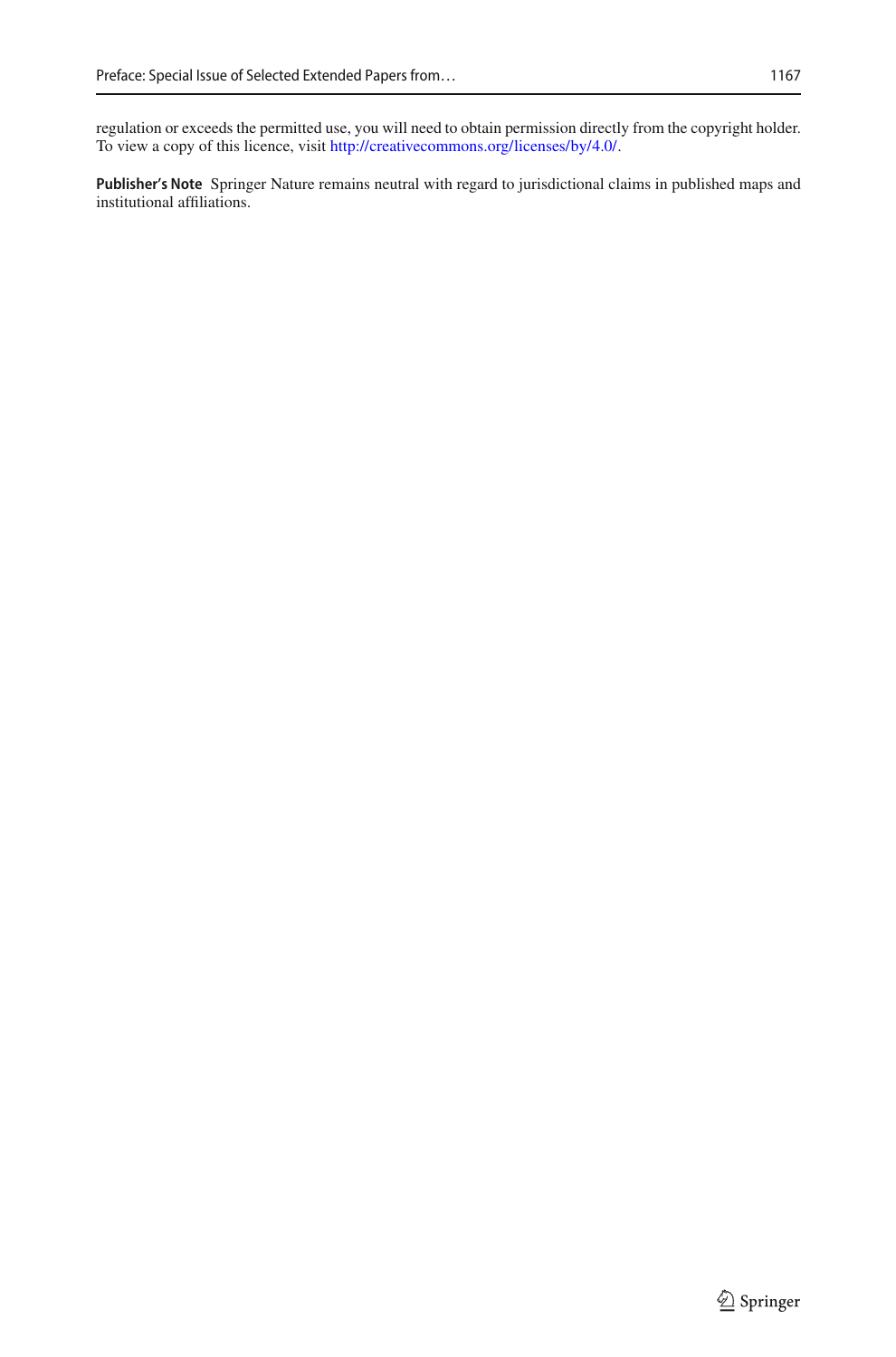regulation or exceeds the permitted use, you will need to obtain permission directly from the copyright holder. To view a copy of this licence, visit http://creativecommons.org/licenses/by/4.0/.

**Publisher's Note** Springer Nature remains neutral with regard to jurisdictional claims in published maps and institutional affiliations.